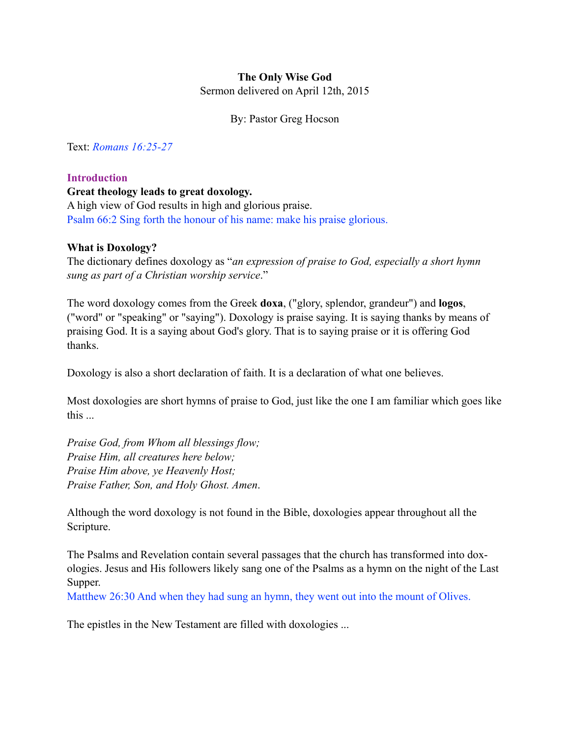# The Only Wise God

Sermon delivered on April 12th, 2015

By: Pastor Greg Hocson

Text: *Romans 16:25-27*

## Introduction

**Great theology leads to great doxology.**
A high view of God results in high and glorious praise.
Psalm 66:2 Sing forth the honour of his name: make his praise glorious.

**What is Doxology?**
The dictionary defines doxology as "*an expression of praise to God, especially a short hymn sung as part of a Christian worship service*."

The word doxology comes from the Greek **doxa**, ("glory, splendor, grandeur") and **logos**, ("word" or "speaking" or "saying"). Doxology is praise saying. It is saying thanks by means of praising God. It is a saying about God's glory. That is to saying praise or it is offering God thanks.

Doxology is also a short declaration of faith. It is a declaration of what one believes.

Most doxologies are short hymns of praise to God, just like the one I am familiar which goes like this ...

*Praise God, from Whom all blessings flow;*
*Praise Him, all creatures here below;*
*Praise Him above, ye Heavenly Host;*
*Praise Father, Son, and Holy Ghost. Amen.*

Although the word doxology is not found in the Bible, doxologies appear throughout all the Scripture.

The Psalms and Revelation contain several passages that the church has transformed into doxologies. Jesus and His followers likely sang one of the Psalms as a hymn on the night of the Last Supper.
Matthew 26:30 And when they had sung an hymn, they went out into the mount of Olives.

The epistles in the New Testament are filled with doxologies ...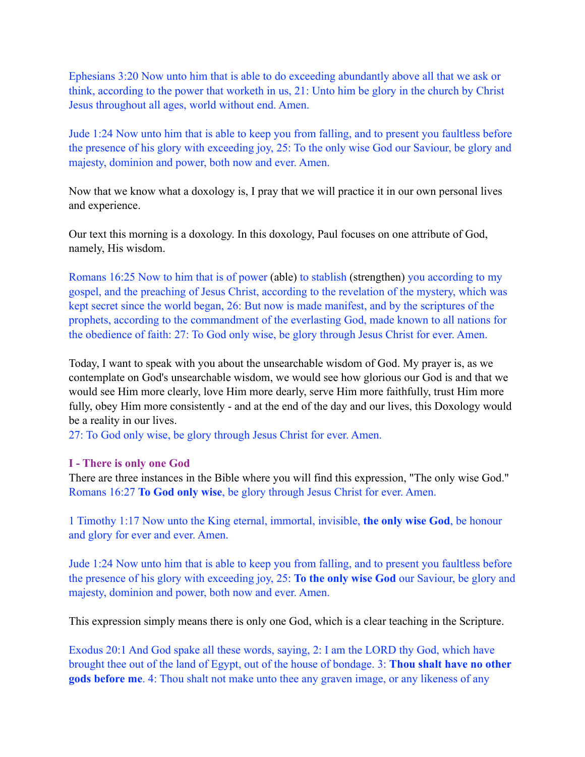Ephesians 3:20 Now unto him that is able to do exceeding abundantly above all that we ask or think, according to the power that worketh in us, 21: Unto him be glory in the church by Christ Jesus throughout all ages, world without end. Amen.

Jude 1:24 Now unto him that is able to keep you from falling, and to present you faultless before the presence of his glory with exceeding joy, 25: To the only wise God our Saviour, be glory and majesty, dominion and power, both now and ever. Amen.

Now that we know what a doxology is, I pray that we will practice it in our own personal lives and experience.

Our text this morning is a doxology. In this doxology, Paul focuses on one attribute of God, namely, His wisdom.

Romans 16:25 Now to him that is of power (able) to stablish (strengthen) you according to my gospel, and the preaching of Jesus Christ, according to the revelation of the mystery, which was kept secret since the world began, 26: But now is made manifest, and by the scriptures of the prophets, according to the commandment of the everlasting God, made known to all nations for the obedience of faith: 27: To God only wise, be glory through Jesus Christ for ever. Amen.

Today, I want to speak with you about the unsearchable wisdom of God. My prayer is, as we contemplate on God's unsearchable wisdom, we would see how glorious our God is and that we would see Him more clearly, love Him more dearly, serve Him more faithfully, trust Him more fully, obey Him more consistently - and at the end of the day and our lives, this Doxology would be a reality in our lives.
27: To God only wise, be glory through Jesus Christ for ever. Amen.

## I - There is only one God

There are three instances in the Bible where you will find this expression, "The only wise God."
Romans 16:27 **To God only wise**, be glory through Jesus Christ for ever. Amen.

1 Timothy 1:17 Now unto the King eternal, immortal, invisible, **the only wise God**, be honour and glory for ever and ever. Amen.

Jude 1:24 Now unto him that is able to keep you from falling, and to present you faultless before the presence of his glory with exceeding joy, 25: **To the only wise God** our Saviour, be glory and majesty, dominion and power, both now and ever. Amen.

This expression simply means there is only one God, which is a clear teaching in the Scripture.

Exodus 20:1 And God spake all these words, saying, 2: I am the LORD thy God, which have brought thee out of the land of Egypt, out of the house of bondage. 3: **Thou shalt have no other gods before me**. 4: Thou shalt not make unto thee any graven image, or any likeness of any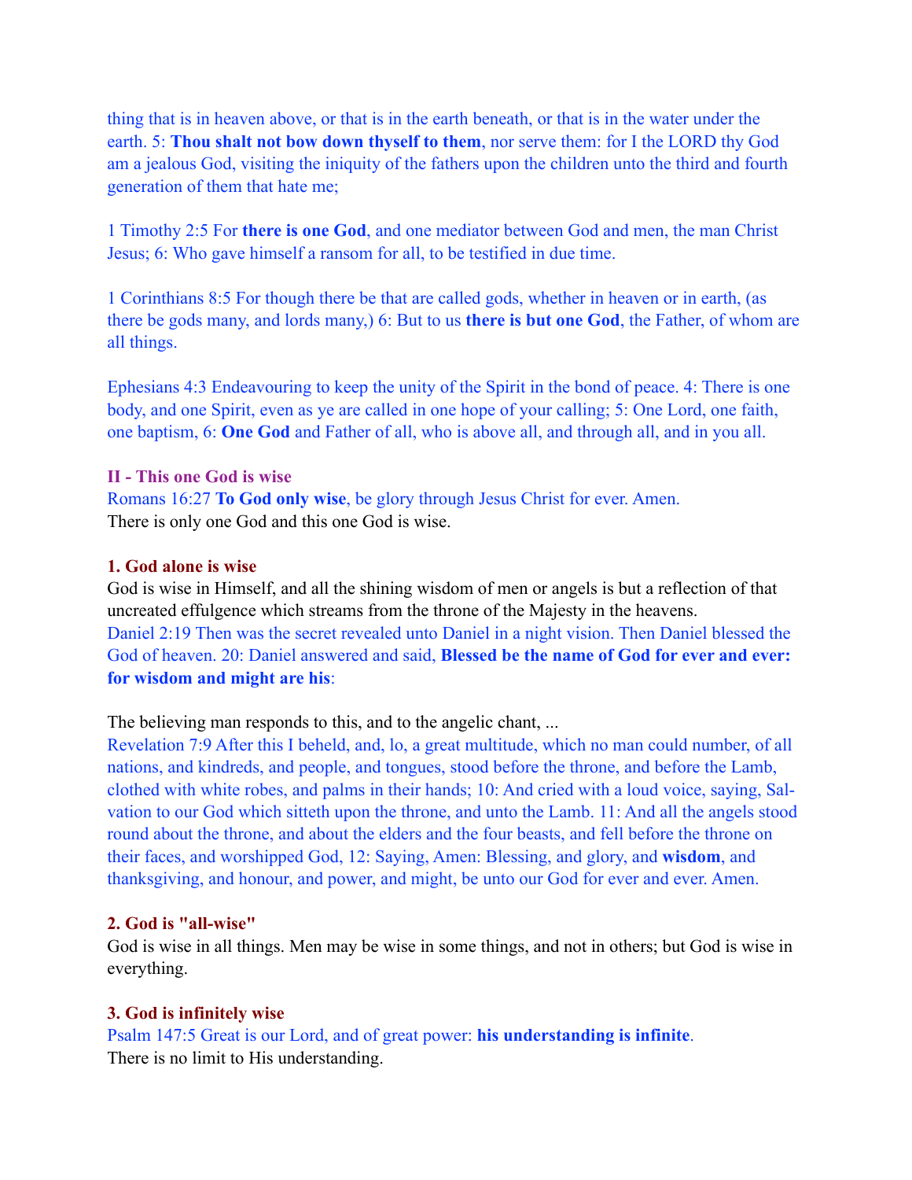thing that is in heaven above, or that is in the earth beneath, or that is in the water under the earth. 5: **Thou shalt not bow down thyself to them**, nor serve them: for I the LORD thy God am a jealous God, visiting the iniquity of the fathers upon the children unto the third and fourth generation of them that hate me;

1 Timothy 2:5 For **there is one God**, and one mediator between God and men, the man Christ Jesus; 6: Who gave himself a ransom for all, to be testified in due time.

1 Corinthians 8:5 For though there be that are called gods, whether in heaven or in earth, (as there be gods many, and lords many,) 6: But to us **there is but one God**, the Father, of whom are all things.

Ephesians 4:3 Endeavouring to keep the unity of the Spirit in the bond of peace. 4: There is one body, and one Spirit, even as ye are called in one hope of your calling; 5: One Lord, one faith, one baptism, 6: **One God** and Father of all, who is above all, and through all, and in you all.

## II - This one God is wise

Romans 16:27 **To God only wise**, be glory through Jesus Christ for ever. Amen.
There is only one God and this one God is wise.

### 1. God alone is wise

God is wise in Himself, and all the shining wisdom of men or angels is but a reflection of that uncreated effulgence which streams from the throne of the Majesty in the heavens.
Daniel 2:19 Then was the secret revealed unto Daniel in a night vision. Then Daniel blessed the God of heaven. 20: Daniel answered and said, **Blessed be the name of God for ever and ever: for wisdom and might are his**:

The believing man responds to this, and to the angelic chant, ...
Revelation 7:9 After this I beheld, and, lo, a great multitude, which no man could number, of all nations, and kindreds, and people, and tongues, stood before the throne, and before the Lamb, clothed with white robes, and palms in their hands; 10: And cried with a loud voice, saying, Salvation to our God which sitteth upon the throne, and unto the Lamb. 11: And all the angels stood round about the throne, and about the elders and the four beasts, and fell before the throne on their faces, and worshipped God, 12: Saying, Amen: Blessing, and glory, and **wisdom**, and thanksgiving, and honour, and power, and might, be unto our God for ever and ever. Amen.

### 2. God is "all-wise"

God is wise in all things. Men may be wise in some things, and not in others; but God is wise in everything.

### 3. God is infinitely wise

Psalm 147:5 Great is our Lord, and of great power: **his understanding is infinite**.
There is no limit to His understanding.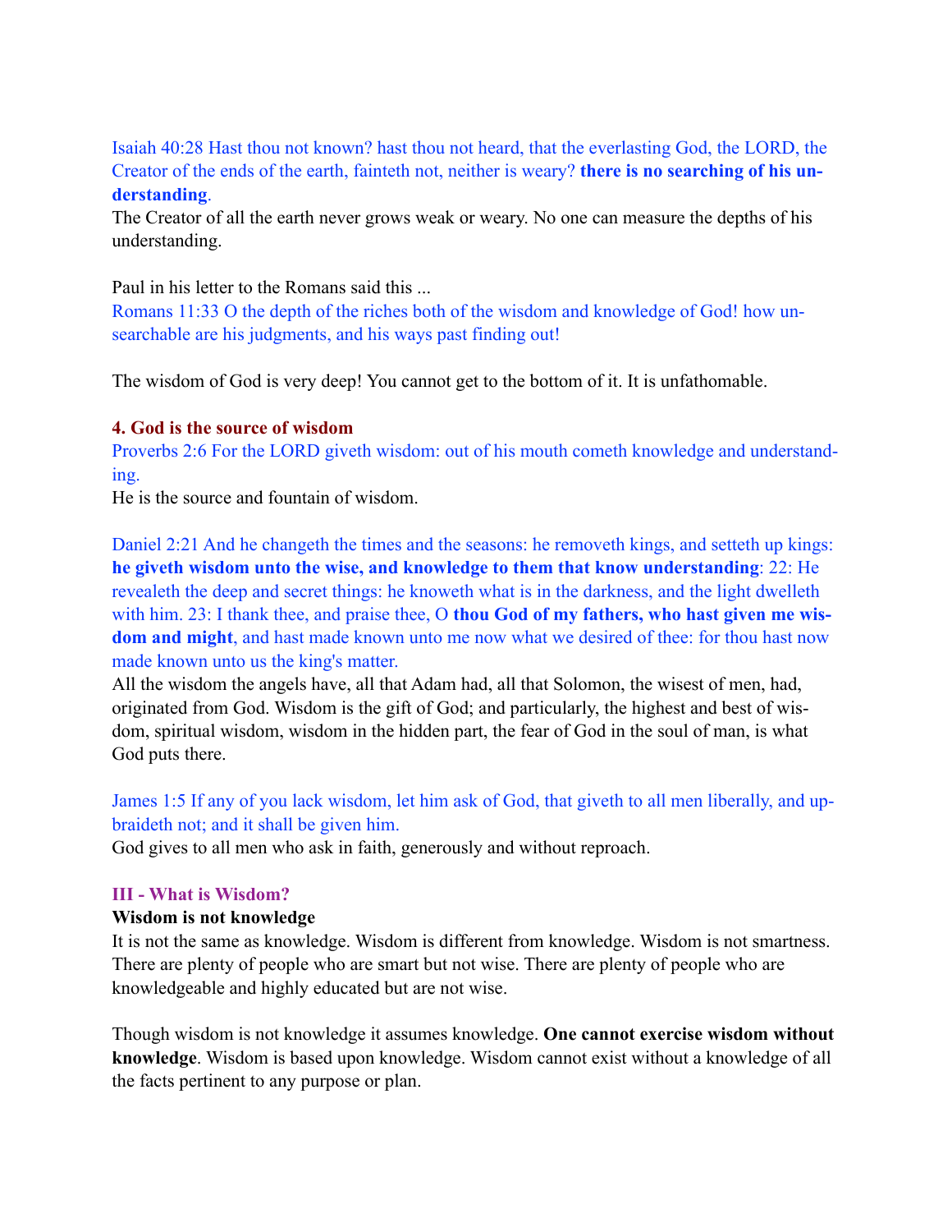Isaiah 40:28 Hast thou not known? hast thou not heard, that the everlasting God, the LORD, the Creator of the ends of the earth, fainteth not, neither is weary? **there is no searching of his understanding**.

The Creator of all the earth never grows weak or weary. No one can measure the depths of his understanding.

Paul in his letter to the Romans said this ...

Romans 11:33 O the depth of the riches both of the wisdom and knowledge of God! how unsearchable are his judgments, and his ways past finding out!

The wisdom of God is very deep! You cannot get to the bottom of it. It is unfathomable.

#### 4. God is the source of wisdom

Proverbs 2:6 For the LORD giveth wisdom: out of his mouth cometh knowledge and understanding.

He is the source and fountain of wisdom.

Daniel 2:21 And he changeth the times and the seasons: he removeth kings, and setteth up kings: **he giveth wisdom unto the wise, and knowledge to them that know understanding**: 22: He revealeth the deep and secret things: he knoweth what is in the darkness, and the light dwelleth with him. 23: I thank thee, and praise thee, O **thou God of my fathers, who hast given me wisdom and might**, and hast made known unto me now what we desired of thee: for thou hast now made known unto us the king's matter.

All the wisdom the angels have, all that Adam had, all that Solomon, the wisest of men, had, originated from God. Wisdom is the gift of God; and particularly, the highest and best of wisdom, spiritual wisdom, wisdom in the hidden part, the fear of God in the soul of man, is what God puts there.

James 1:5 If any of you lack wisdom, let him ask of God, that giveth to all men liberally, and upbraideth not; and it shall be given him.

God gives to all men who ask in faith, generously and without reproach.

### III - What is Wisdom?

**Wisdom is not knowledge**

It is not the same as knowledge. Wisdom is different from knowledge. Wisdom is not smartness. There are plenty of people who are smart but not wise. There are plenty of people who are knowledgeable and highly educated but are not wise.

Though wisdom is not knowledge it assumes knowledge. **One cannot exercise wisdom without knowledge**. Wisdom is based upon knowledge. Wisdom cannot exist without a knowledge of all the facts pertinent to any purpose or plan.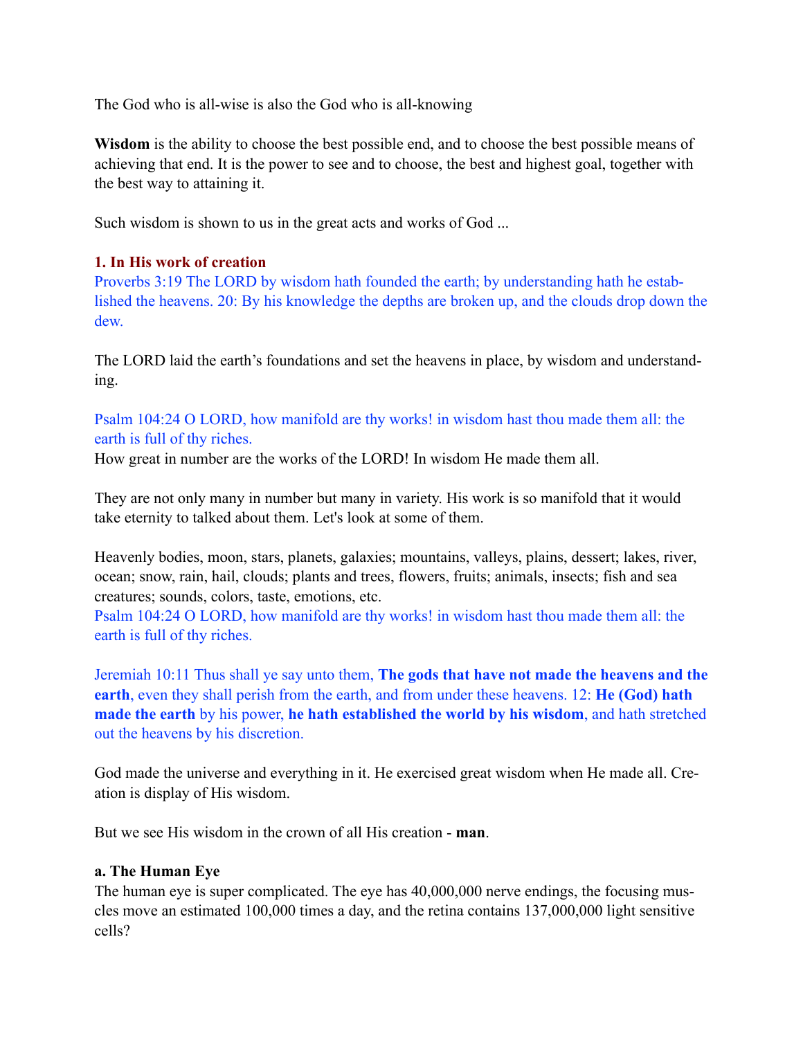The God who is all-wise is also the God who is all-knowing

**Wisdom** is the ability to choose the best possible end, and to choose the best possible means of achieving that end. It is the power to see and to choose, the best and highest goal, together with the best way to attaining it.

Such wisdom is shown to us in the great acts and works of God ...

### 1. In His work of creation

Proverbs 3:19 The LORD by wisdom hath founded the earth; by understanding hath he established the heavens. 20: By his knowledge the depths are broken up, and the clouds drop down the dew.

The LORD laid the earth's foundations and set the heavens in place, by wisdom and understanding.

Psalm 104:24 O LORD, how manifold are thy works! in wisdom hast thou made them all: the earth is full of thy riches.
How great in number are the works of the LORD! In wisdom He made them all.

They are not only many in number but many in variety. His work is so manifold that it would take eternity to talked about them. Let's look at some of them.

Heavenly bodies, moon, stars, planets, galaxies; mountains, valleys, plains, dessert; lakes, river, ocean; snow, rain, hail, clouds; plants and trees, flowers, fruits; animals, insects; fish and sea creatures; sounds, colors, taste, emotions, etc.
Psalm 104:24 O LORD, how manifold are thy works! in wisdom hast thou made them all: the earth is full of thy riches.

Jeremiah 10:11 Thus shall ye say unto them, **The gods that have not made the heavens and the earth**, even they shall perish from the earth, and from under these heavens. 12: **He (God) hath made the earth** by his power, **he hath established the world by his wisdom**, and hath stretched out the heavens by his discretion.

God made the universe and everything in it. He exercised great wisdom when He made all. Creation is display of His wisdom.

But we see His wisdom in the crown of all His creation - **man**.

#### a. The Human Eye

The human eye is super complicated. The eye has 40,000,000 nerve endings, the focusing muscles move an estimated 100,000 times a day, and the retina contains 137,000,000 light sensitive cells?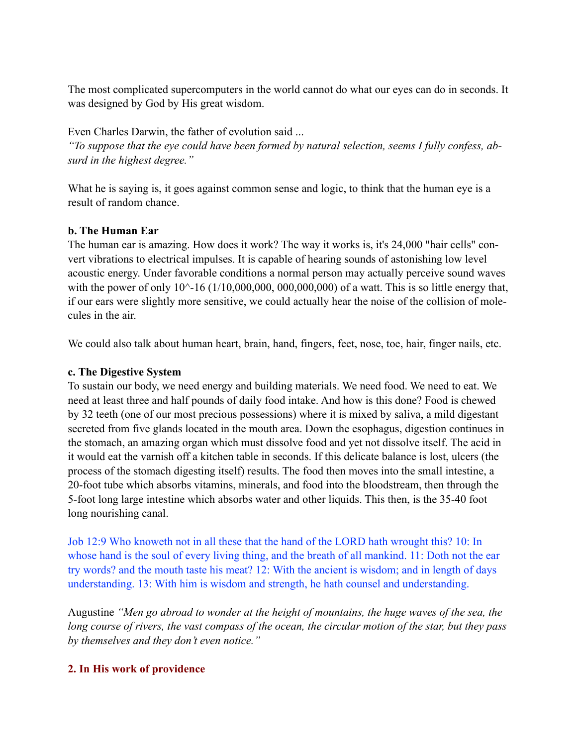The most complicated supercomputers in the world cannot do what our eyes can do in seconds. It was designed by God by His great wisdom.

Even Charles Darwin, the father of evolution said ...
*"To suppose that the eye could have been formed by natural selection, seems I fully confess, absurd in the highest degree."*

What he is saying is, it goes against common sense and logic, to think that the human eye is a result of random chance.

**b. The Human Ear**
The human ear is amazing. How does it work? The way it works is, it's 24,000 "hair cells" convert vibrations to electrical impulses. It is capable of hearing sounds of astonishing low level acoustic energy. Under favorable conditions a normal person may actually perceive sound waves with the power of only 10^-16 (1/10,000,000, 000,000,000) of a watt. This is so little energy that, if our ears were slightly more sensitive, we could actually hear the noise of the collision of molecules in the air.

We could also talk about human heart, brain, hand, fingers, feet, nose, toe, hair, finger nails, etc.

**c. The Digestive System**
To sustain our body, we need energy and building materials. We need food. We need to eat. We need at least three and half pounds of daily food intake. And how is this done? Food is chewed by 32 teeth (one of our most precious possessions) where it is mixed by saliva, a mild digestant secreted from five glands located in the mouth area. Down the esophagus, digestion continues in the stomach, an amazing organ which must dissolve food and yet not dissolve itself. The acid in it would eat the varnish off a kitchen table in seconds. If this delicate balance is lost, ulcers (the process of the stomach digesting itself) results. The food then moves into the small intestine, a 20-foot tube which absorbs vitamins, minerals, and food into the bloodstream, then through the 5-foot long large intestine which absorbs water and other liquids. This then, is the 35-40 foot long nourishing canal.

Job 12:9 Who knoweth not in all these that the hand of the LORD hath wrought this? 10: In whose hand is the soul of every living thing, and the breath of all mankind. 11: Doth not the ear try words? and the mouth taste his meat? 12: With the ancient is wisdom; and in length of days understanding. 13: With him is wisdom and strength, he hath counsel and understanding.

Augustine *"Men go abroad to wonder at the height of mountains, the huge waves of the sea, the long course of rivers, the vast compass of the ocean, the circular motion of the star, but they pass by themselves and they don't even notice."*

### 2. In His work of providence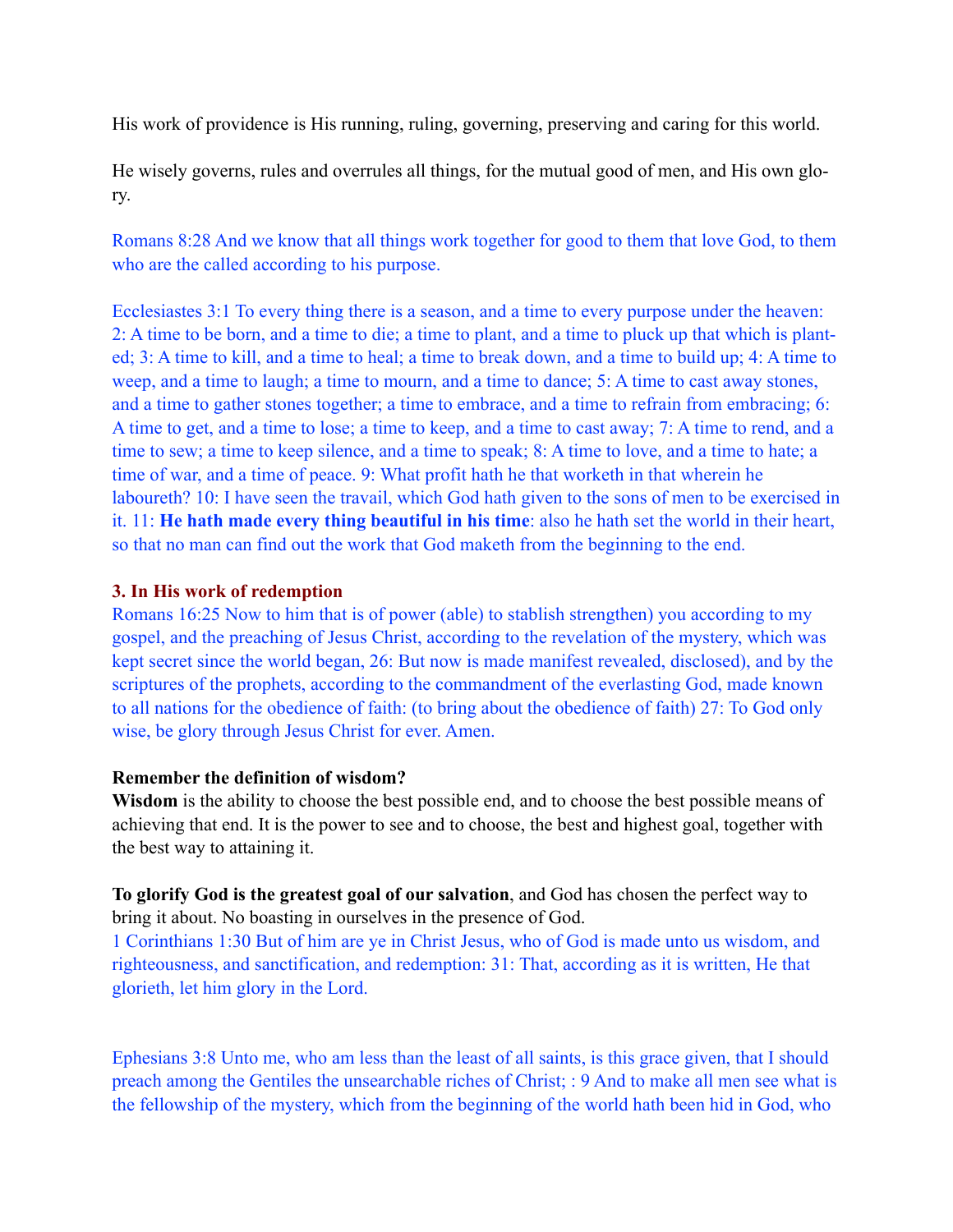His work of providence is His running, ruling, governing, preserving and caring for this world.

He wisely governs, rules and overrules all things, for the mutual good of men, and His own glory.

Romans 8:28 And we know that all things work together for good to them that love God, to them who are the called according to his purpose.

Ecclesiastes 3:1 To every thing there is a season, and a time to every purpose under the heaven: 2: A time to be born, and a time to die; a time to plant, and a time to pluck up that which is planted; 3: A time to kill, and a time to heal; a time to break down, and a time to build up; 4: A time to weep, and a time to laugh; a time to mourn, and a time to dance; 5: A time to cast away stones, and a time to gather stones together; a time to embrace, and a time to refrain from embracing; 6: A time to get, and a time to lose; a time to keep, and a time to cast away; 7: A time to rend, and a time to sew; a time to keep silence, and a time to speak; 8: A time to love, and a time to hate; a time of war, and a time of peace. 9: What profit hath he that worketh in that wherein he laboureth? 10: I have seen the travail, which God hath given to the sons of men to be exercised in it. 11: **He hath made every thing beautiful in his time**: also he hath set the world in their heart, so that no man can find out the work that God maketh from the beginning to the end.

### 3. In His work of redemption

Romans 16:25 Now to him that is of power (able) to stablish strengthen) you according to my gospel, and the preaching of Jesus Christ, according to the revelation of the mystery, which was kept secret since the world began, 26: But now is made manifest revealed, disclosed), and by the scriptures of the prophets, according to the commandment of the everlasting God, made known to all nations for the obedience of faith: (to bring about the obedience of faith) 27: To God only wise, be glory through Jesus Christ for ever. Amen.

**Remember the definition of wisdom?**
**Wisdom** is the ability to choose the best possible end, and to choose the best possible means of achieving that end. It is the power to see and to choose, the best and highest goal, together with the best way to attaining it.

**To glorify God is the greatest goal of our salvation**, and God has chosen the perfect way to bring it about. No boasting in ourselves in the presence of God.
1 Corinthians 1:30 But of him are ye in Christ Jesus, who of God is made unto us wisdom, and righteousness, and sanctification, and redemption: 31: That, according as it is written, He that glorieth, let him glory in the Lord.

Ephesians 3:8 Unto me, who am less than the least of all saints, is this grace given, that I should preach among the Gentiles the unsearchable riches of Christ; : 9 And to make all men see what is the fellowship of the mystery, which from the beginning of the world hath been hid in God, who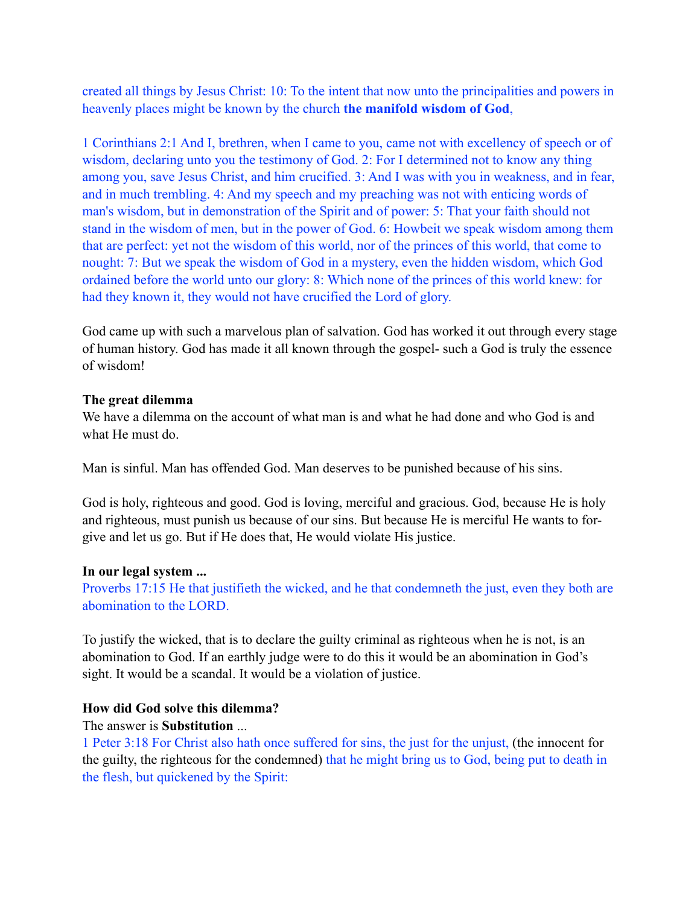created all things by Jesus Christ: 10: To the intent that now unto the principalities and powers in heavenly places might be known by the church **the manifold wisdom of God**,

1 Corinthians 2:1 And I, brethren, when I came to you, came not with excellency of speech or of wisdom, declaring unto you the testimony of God. 2: For I determined not to know any thing among you, save Jesus Christ, and him crucified. 3: And I was with you in weakness, and in fear, and in much trembling. 4: And my speech and my preaching was not with enticing words of man's wisdom, but in demonstration of the Spirit and of power: 5: That your faith should not stand in the wisdom of men, but in the power of God. 6: Howbeit we speak wisdom among them that are perfect: yet not the wisdom of this world, nor of the princes of this world, that come to nought: 7: But we speak the wisdom of God in a mystery, even the hidden wisdom, which God ordained before the world unto our glory: 8: Which none of the princes of this world knew: for had they known it, they would not have crucified the Lord of glory.

God came up with such a marvelous plan of salvation. God has worked it out through every stage of human history. God has made it all known through the gospel- such a God is truly the essence of wisdom!

**The great dilemma**

We have a dilemma on the account of what man is and what he had done and who God is and what He must do.

Man is sinful. Man has offended God. Man deserves to be punished because of his sins.

God is holy, righteous and good. God is loving, merciful and gracious. God, because He is holy and righteous, must punish us because of our sins. But because He is merciful He wants to forgive and let us go. But if He does that, He would violate His justice.

**In our legal system ...**

Proverbs 17:15 He that justifieth the wicked, and he that condemneth the just, even they both are abomination to the LORD.

To justify the wicked, that is to declare the guilty criminal as righteous when he is not, is an abomination to God. If an earthly judge were to do this it would be an abomination in God's sight. It would be a scandal. It would be a violation of justice.

**How did God solve this dilemma?**

The answer is **Substitution** ...

1 Peter 3:18 For Christ also hath once suffered for sins, the just for the unjust, (the innocent for the guilty, the righteous for the condemned) that he might bring us to God, being put to death in the flesh, but quickened by the Spirit: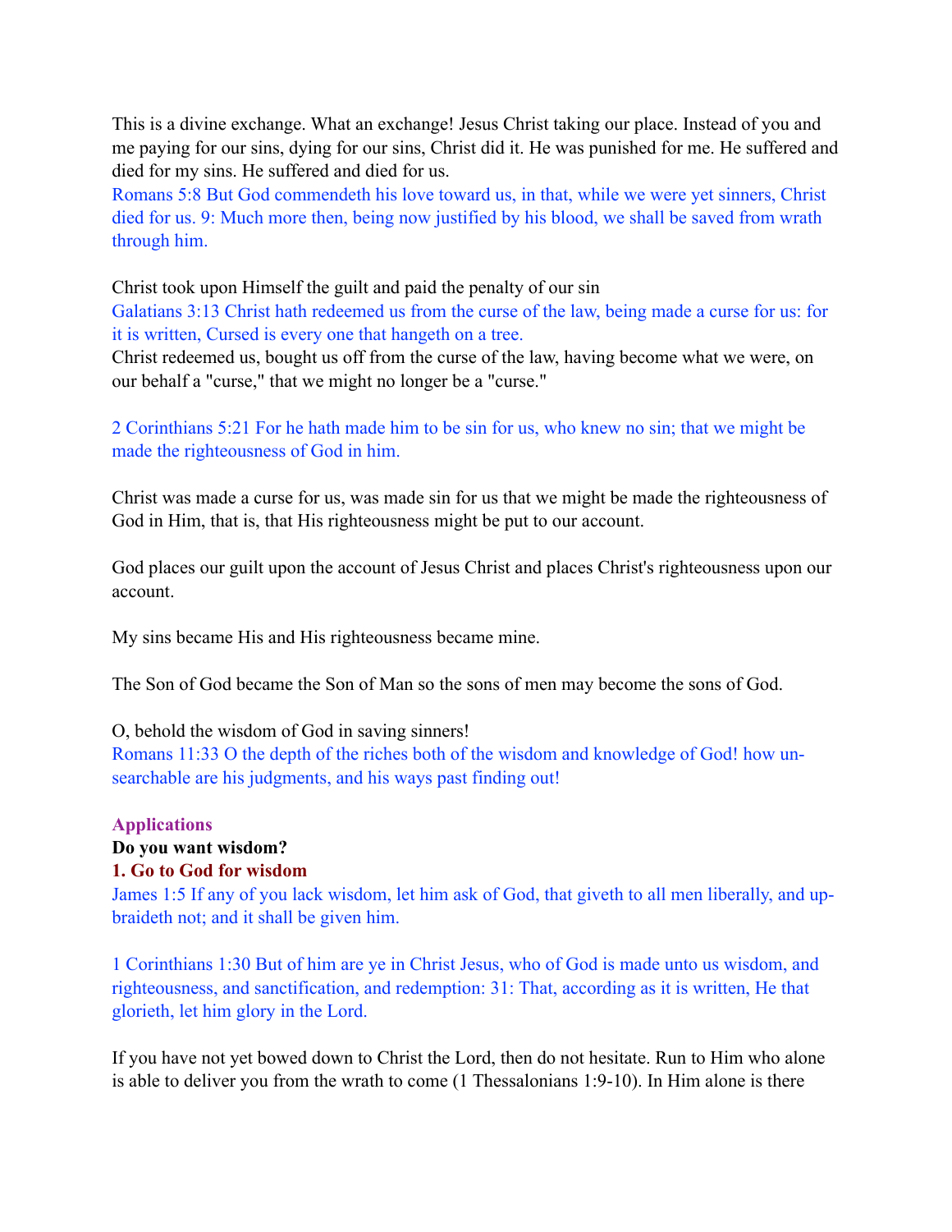This is a divine exchange. What an exchange! Jesus Christ taking our place. Instead of you and me paying for our sins, dying for our sins, Christ did it. He was punished for me. He suffered and died for my sins. He suffered and died for us.

Romans 5:8 But God commendeth his love toward us, in that, while we were yet sinners, Christ died for us. 9: Much more then, being now justified by his blood, we shall be saved from wrath through him.

Christ took upon Himself the guilt and paid the penalty of our sin

Galatians 3:13 Christ hath redeemed us from the curse of the law, being made a curse for us: for it is written, Cursed is every one that hangeth on a tree.

Christ redeemed us, bought us off from the curse of the law, having become what we were, on our behalf a "curse," that we might no longer be a "curse."

2 Corinthians 5:21 For he hath made him to be sin for us, who knew no sin; that we might be made the righteousness of God in him.

Christ was made a curse for us, was made sin for us that we might be made the righteousness of God in Him, that is, that His righteousness might be put to our account.

God places our guilt upon the account of Jesus Christ and places Christ's righteousness upon our account.

My sins became His and His righteousness became mine.

The Son of God became the Son of Man so the sons of men may become the sons of God.

O, behold the wisdom of God in saving sinners!

Romans 11:33 O the depth of the riches both of the wisdom and knowledge of God! how unsearchable are his judgments, and his ways past finding out!

## Applications

**Do you want wisdom?**

### 1. Go to God for wisdom

James 1:5 If any of you lack wisdom, let him ask of God, that giveth to all men liberally, and upbraideth not; and it shall be given him.

1 Corinthians 1:30 But of him are ye in Christ Jesus, who of God is made unto us wisdom, and righteousness, and sanctification, and redemption: 31: That, according as it is written, He that glorieth, let him glory in the Lord.

If you have not yet bowed down to Christ the Lord, then do not hesitate. Run to Him who alone is able to deliver you from the wrath to come (1 Thessalonians 1:9-10). In Him alone is there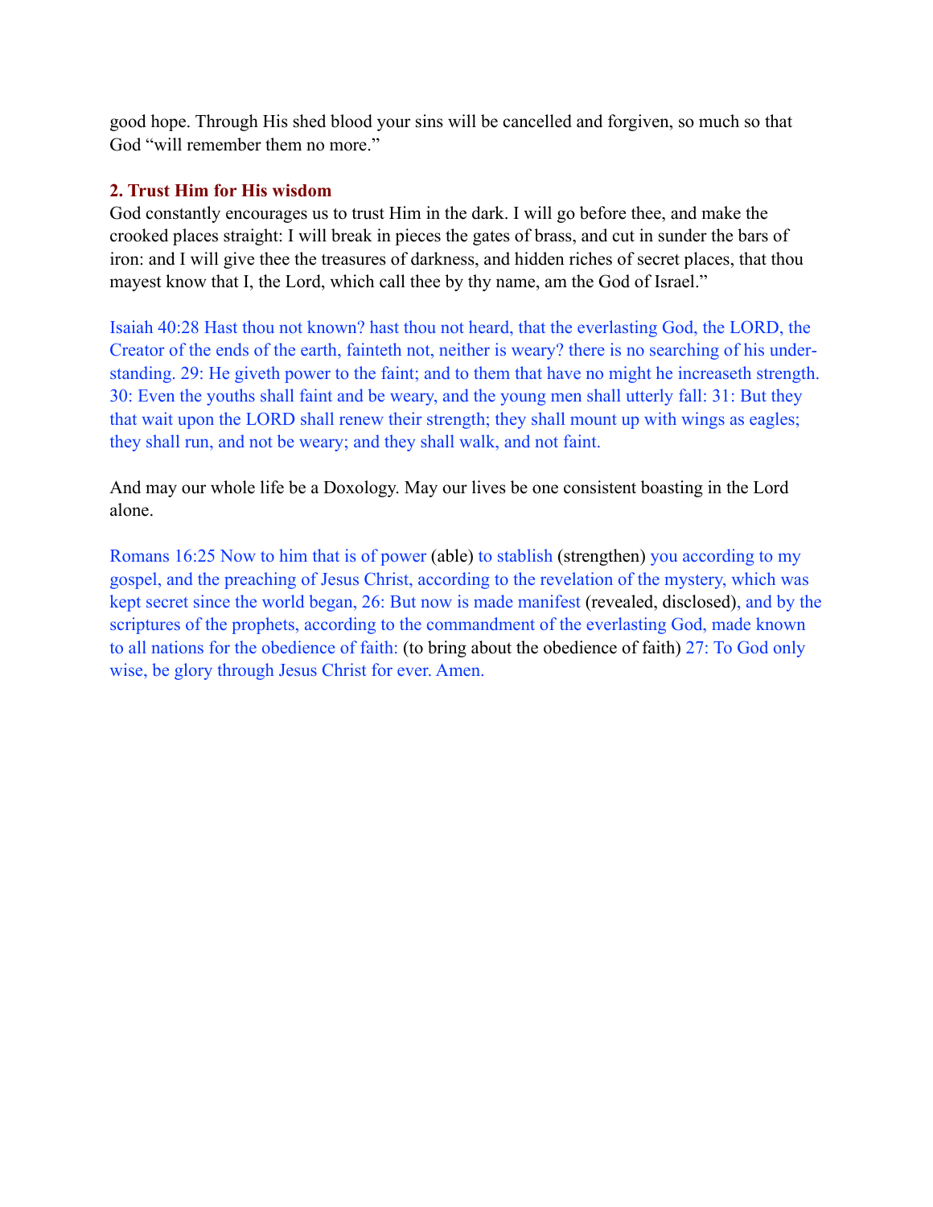good hope. Through His shed blood your sins will be cancelled and forgiven, so much so that God "will remember them no more."

**2. Trust Him for His wisdom**

God constantly encourages us to trust Him in the dark. I will go before thee, and make the crooked places straight: I will break in pieces the gates of brass, and cut in sunder the bars of iron: and I will give thee the treasures of darkness, and hidden riches of secret places, that thou mayest know that I, the Lord, which call thee by thy name, am the God of Israel."

Isaiah 40:28 Hast thou not known? hast thou not heard, that the everlasting God, the LORD, the Creator of the ends of the earth, fainteth not, neither is weary? there is no searching of his understanding. 29: He giveth power to the faint; and to them that have no might he increaseth strength. 30: Even the youths shall faint and be weary, and the young men shall utterly fall: 31: But they that wait upon the LORD shall renew their strength; they shall mount up with wings as eagles; they shall run, and not be weary; and they shall walk, and not faint.

And may our whole life be a Doxology. May our lives be one consistent boasting in the Lord alone.

Romans 16:25 Now to him that is of power (able) to stablish (strengthen) you according to my gospel, and the preaching of Jesus Christ, according to the revelation of the mystery, which was kept secret since the world began, 26: But now is made manifest (revealed, disclosed), and by the scriptures of the prophets, according to the commandment of the everlasting God, made known to all nations for the obedience of faith: (to bring about the obedience of faith) 27: To God only wise, be glory through Jesus Christ for ever. Amen.